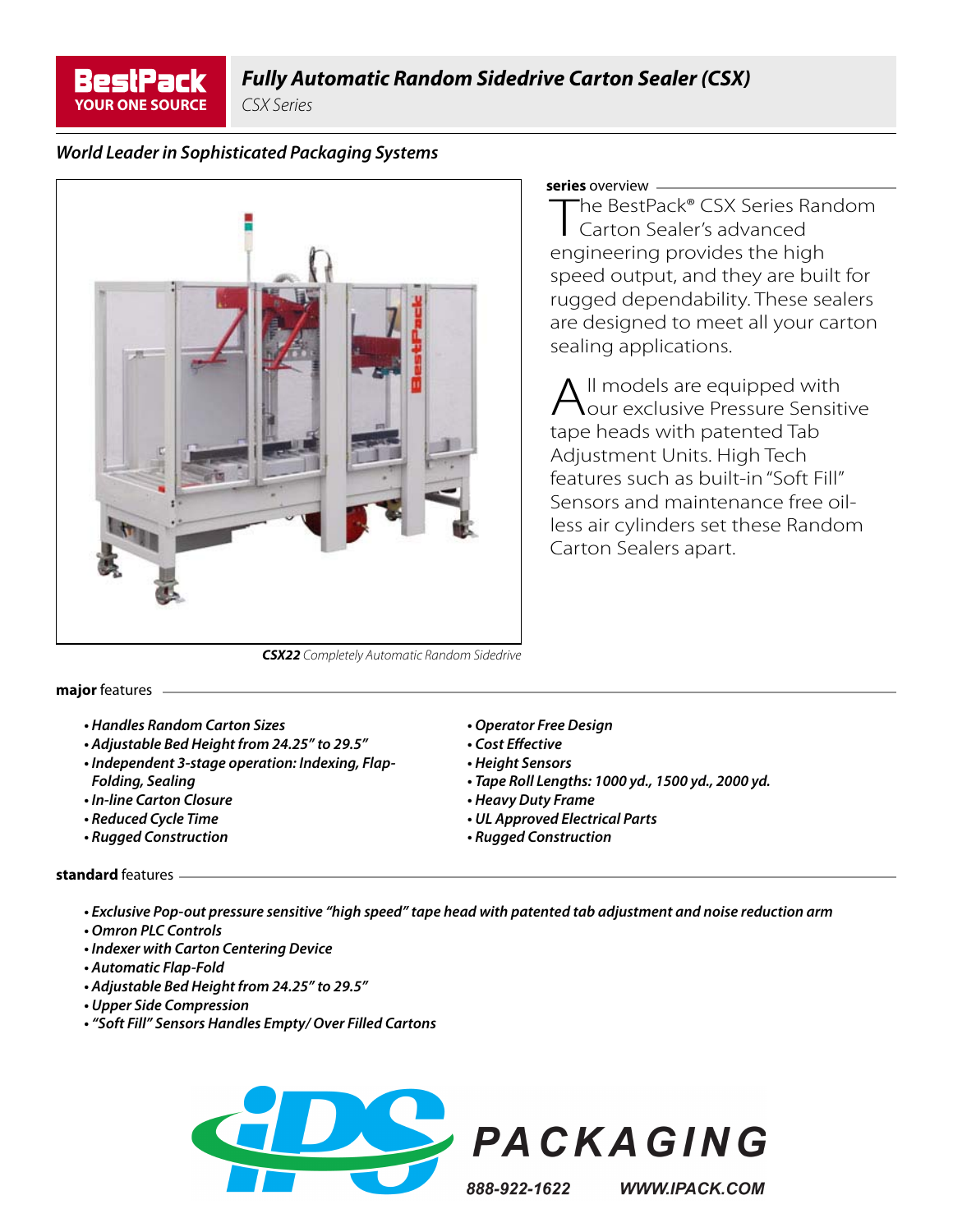BestPack
YOUR ONE SOURCE

# Fully Automatic Random Sidedrive Carton Sealer (CSX)

*CSX Series*

## *World Leader in Sophisticated Packaging Systems*

***CSX22** Completely Automatic Random Sidedrive*

### **series** overview

The BestPack® CSX Series Random Carton Sealer's advanced engineering provides the high speed output, and they are built for rugged dependability. These sealers are designed to meet all your carton sealing applications.

All models are equipped with our exclusive Pressure Sensitive tape heads with patented Tab Adjustment Units. High Tech features such as built-in "Soft Fill" Sensors and maintenance free oil-less air cylinders set these Random Carton Sealers apart.

### **major** features

- ***Handles Random Carton Sizes***
- ***Adjustable Bed Height from 24.25" to 29.5"***
- ***Independent 3-stage operation: Indexing, Flap-Folding, Sealing***
- ***In-line Carton Closure***
- ***Reduced Cycle Time***
- ***Rugged Construction***
- ***Operator Free Design***
- ***Cost Effective***
- ***Height Sensors***
- ***Tape Roll Lengths: 1000 yd., 1500 yd., 2000 yd.***
- ***Heavy Duty Frame***
- ***UL Approved Electrical Parts***
- ***Rugged Construction***

### **standard** features

- ***Exclusive Pop-out pressure sensitive "high speed" tape head with patented tab adjustment and noise reduction arm***
- ***Omron PLC Controls***
- ***Indexer with Carton Centering Device***
- ***Automatic Flap-Fold***
- ***Adjustable Bed Height from 24.25" to 29.5"***
- ***Upper Side Compression***
- ***"Soft Fill" Sensors Handles Empty/ Over Filled Cartons***

iPS PACKAGING

888-922-1622 WWW.IPACK.COM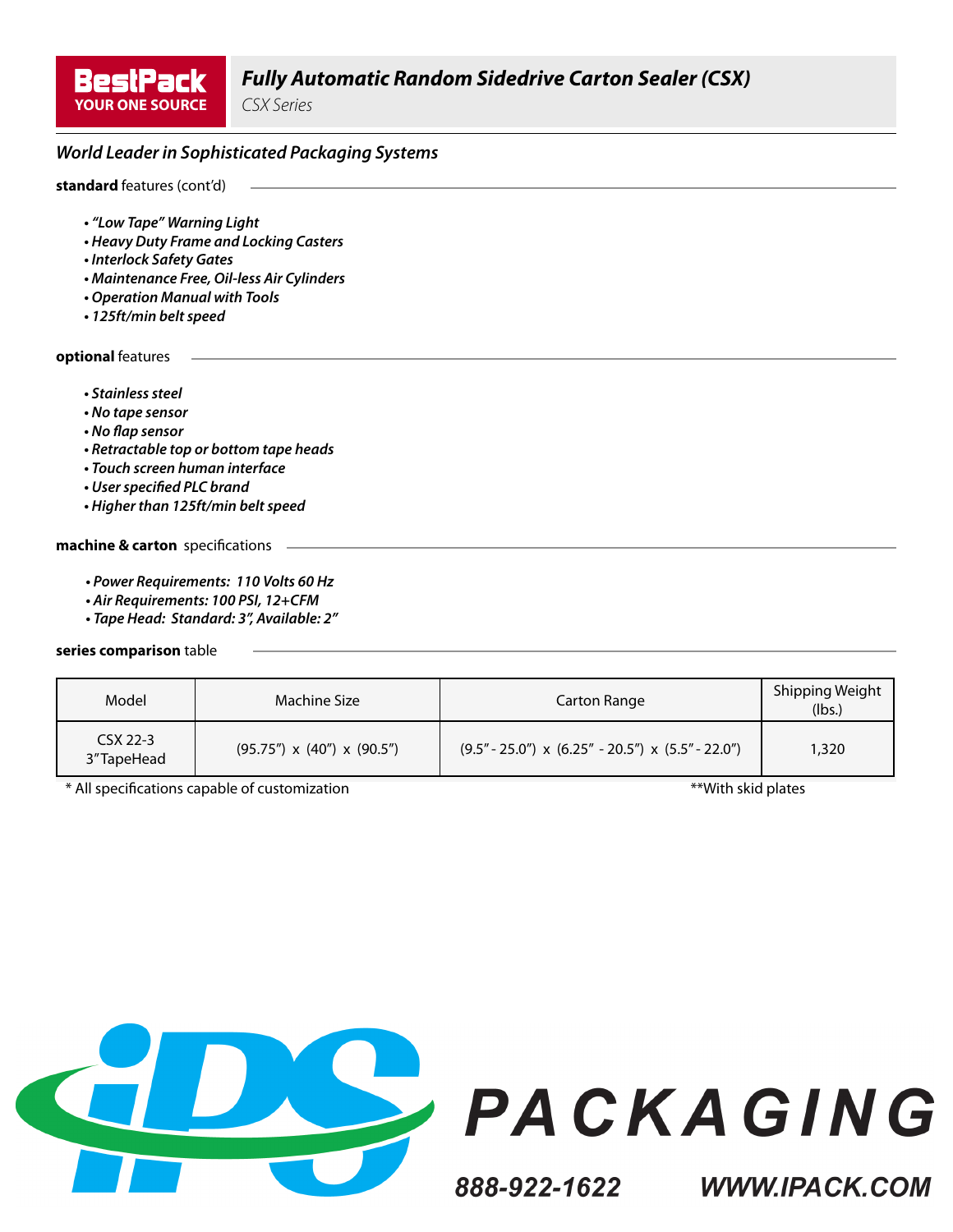**BestPack** YOUR ONE SOURCE

# *Fully Automatic Random Sidedrive Carton Sealer (CSX)*

*CSX Series*

## *World Leader in Sophisticated Packaging Systems*

**standard** features (cont'd)

- ***"Low Tape" Warning Light***
- ***Heavy Duty Frame and Locking Casters***
- ***Interlock Safety Gates***
- ***Maintenance Free, Oil-less Air Cylinders***
- ***Operation Manual with Tools***
- ***125ft/min belt speed***

**optional** features

- ***Stainless steel***
- ***No tape sensor***
- ***No flap sensor***
- ***Retractable top or bottom tape heads***
- ***Touch screen human interface***
- ***User specified PLC brand***
- ***Higher than 125ft/min belt speed***

**machine & carton** specifications

- ***Power Requirements: 110 Volts 60 Hz***
- ***Air Requirements: 100 PSI, 12+CFM***
- ***Tape Head: Standard: 3", Available: 2"***

**series comparison** table

| Model | Machine Size | Carton Range | Shipping Weight (lbs.) |
|---|---|---|---|
| CSX 22-3 3"TapeHead | (95.75") x (40") x (90.5") | (9.5" - 25.0") x (6.25" - 20.5") x (5.5" - 22.0") | 1,320 |

\* All specifications capable of customization **With skid plates

iPS PACKAGING

888-922-1622 WWW.IPACK.COM